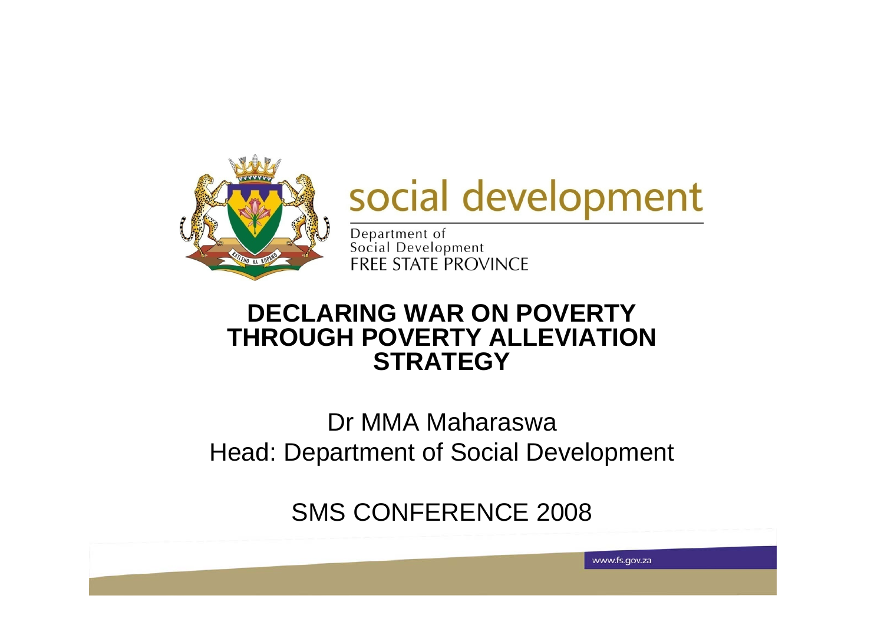social development

Department of
Social Development
FREE STATE PROVINCE

# DECLARING WAR ON POVERTY THROUGH POVERTY ALLEVIATION STRATEGY

Dr MMA Maharaswa
Head: Department of Social Development

SMS CONFERENCE 2008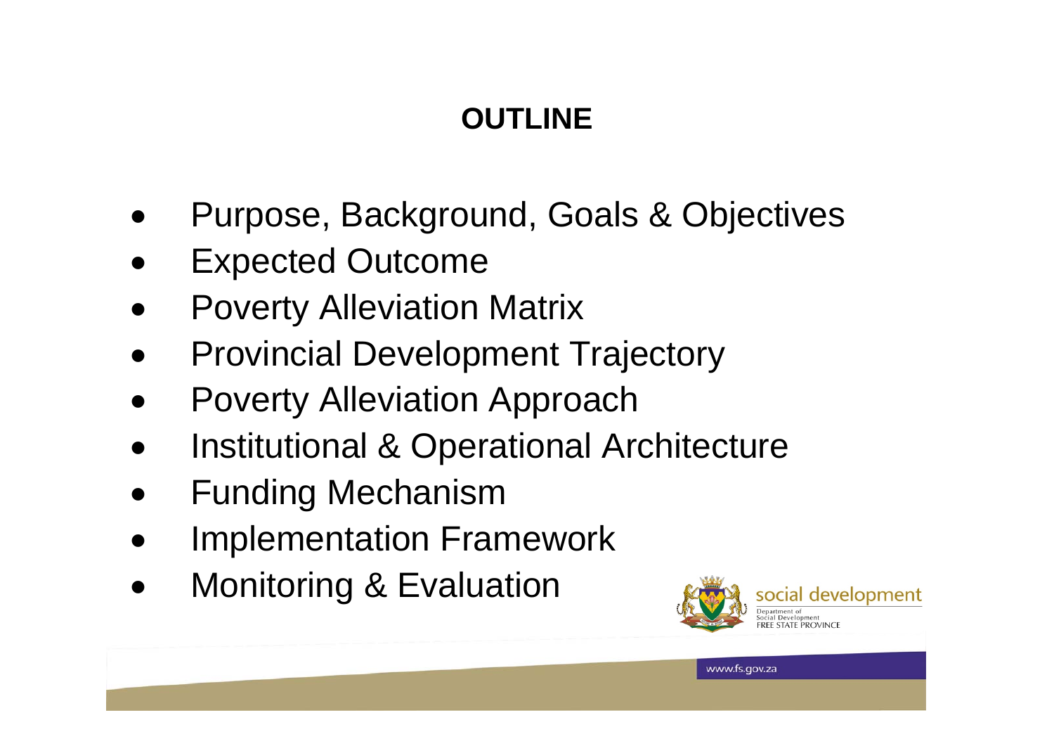# OUTLINE

- Purpose, Background, Goals & Objectives
- Expected Outcome
- Poverty Alleviation Matrix
- Provincial Development Trajectory
- Poverty Alleviation Approach
- Institutional & Operational Architecture
- Funding Mechanism
- Implementation Framework
- Monitoring & Evaluation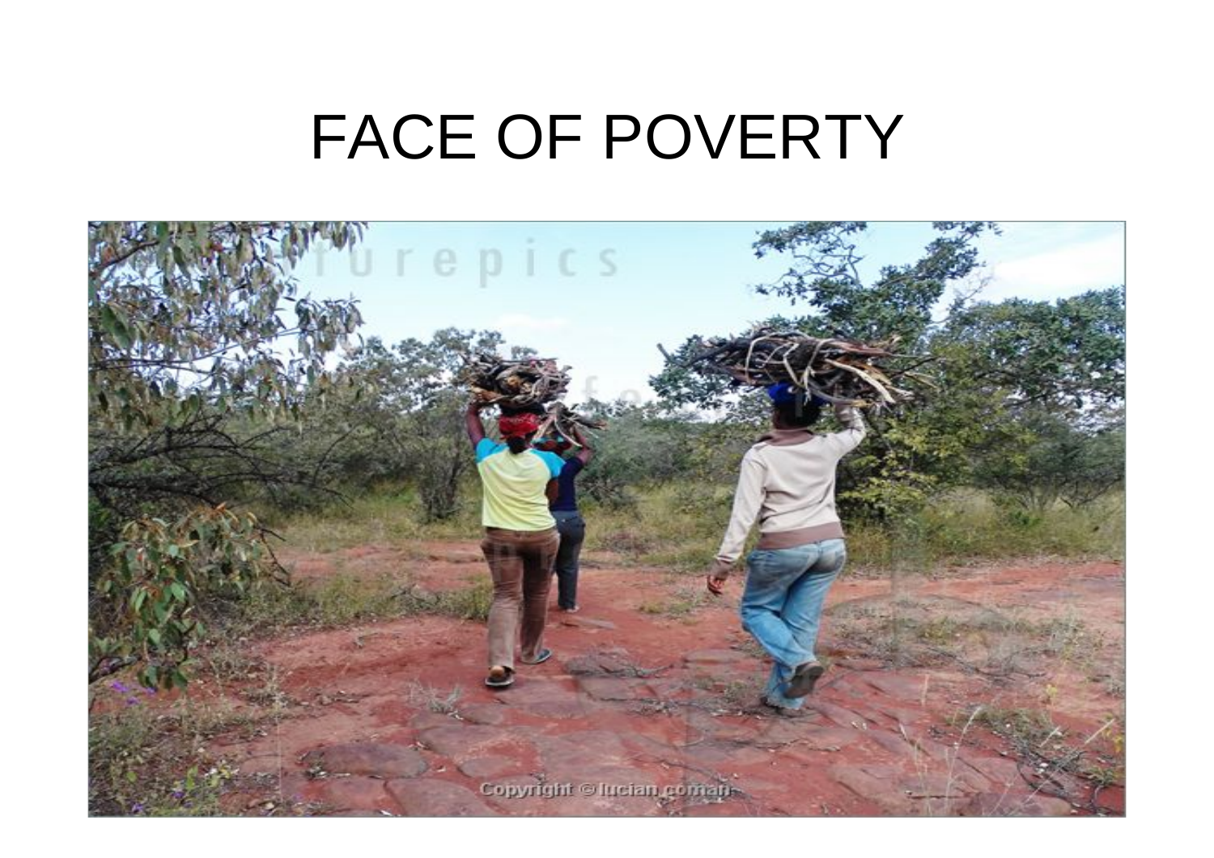# FACE OF POVERTY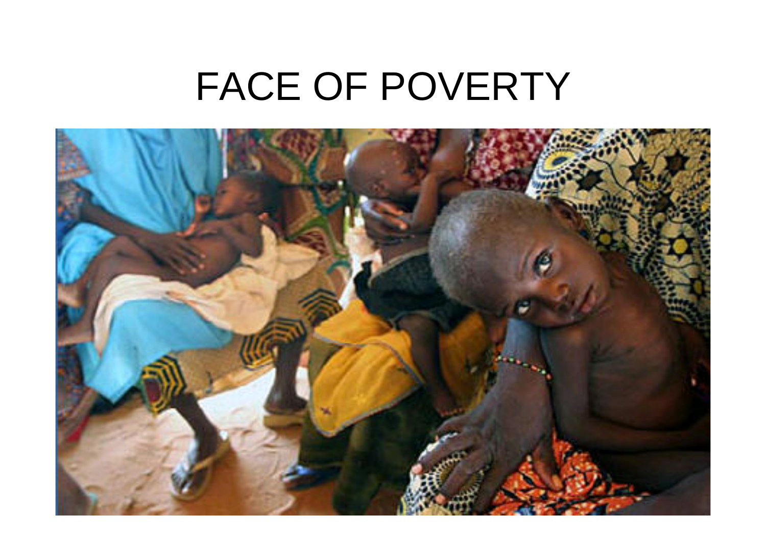# FACE OF POVERTY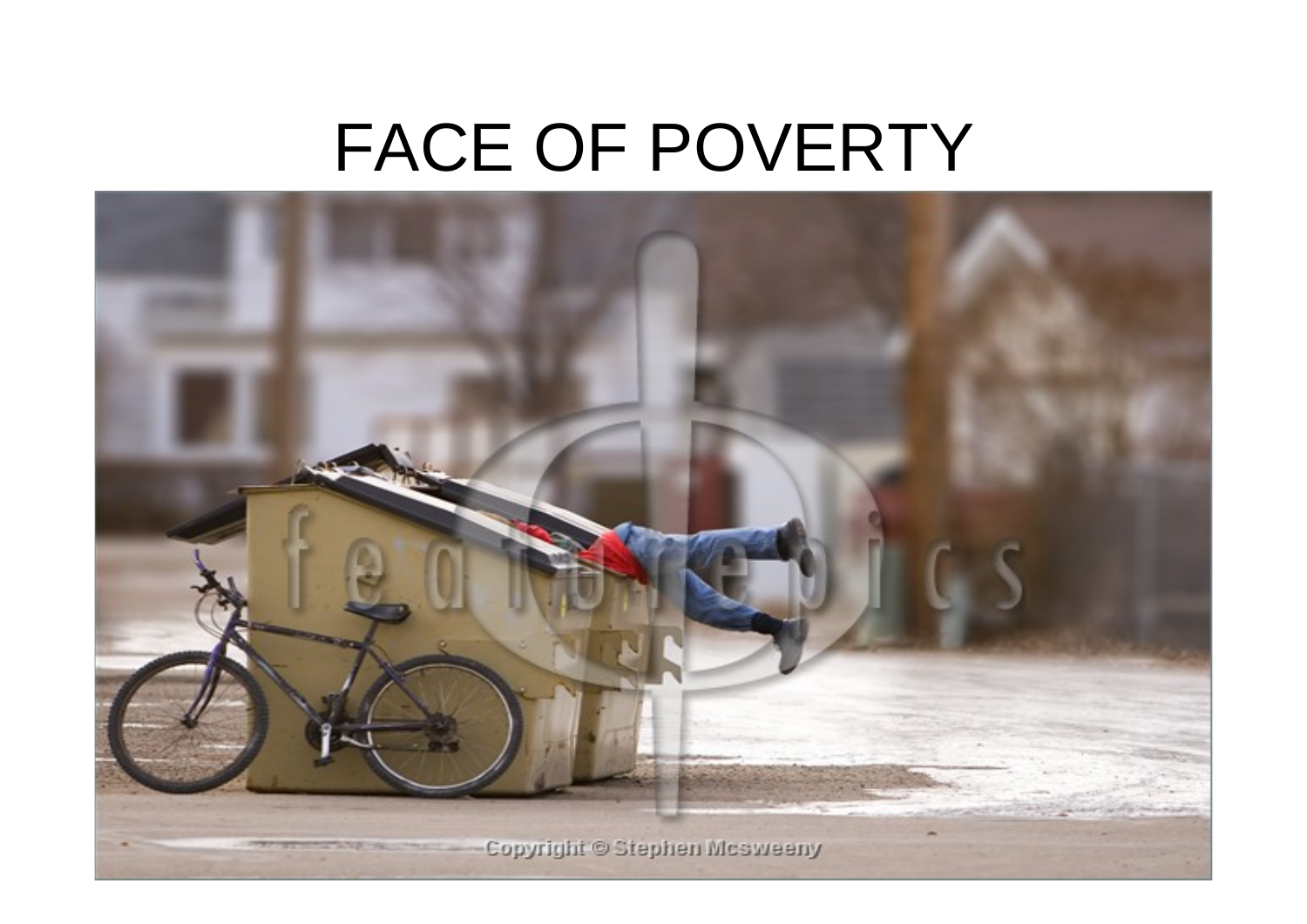# FACE OF POVERTY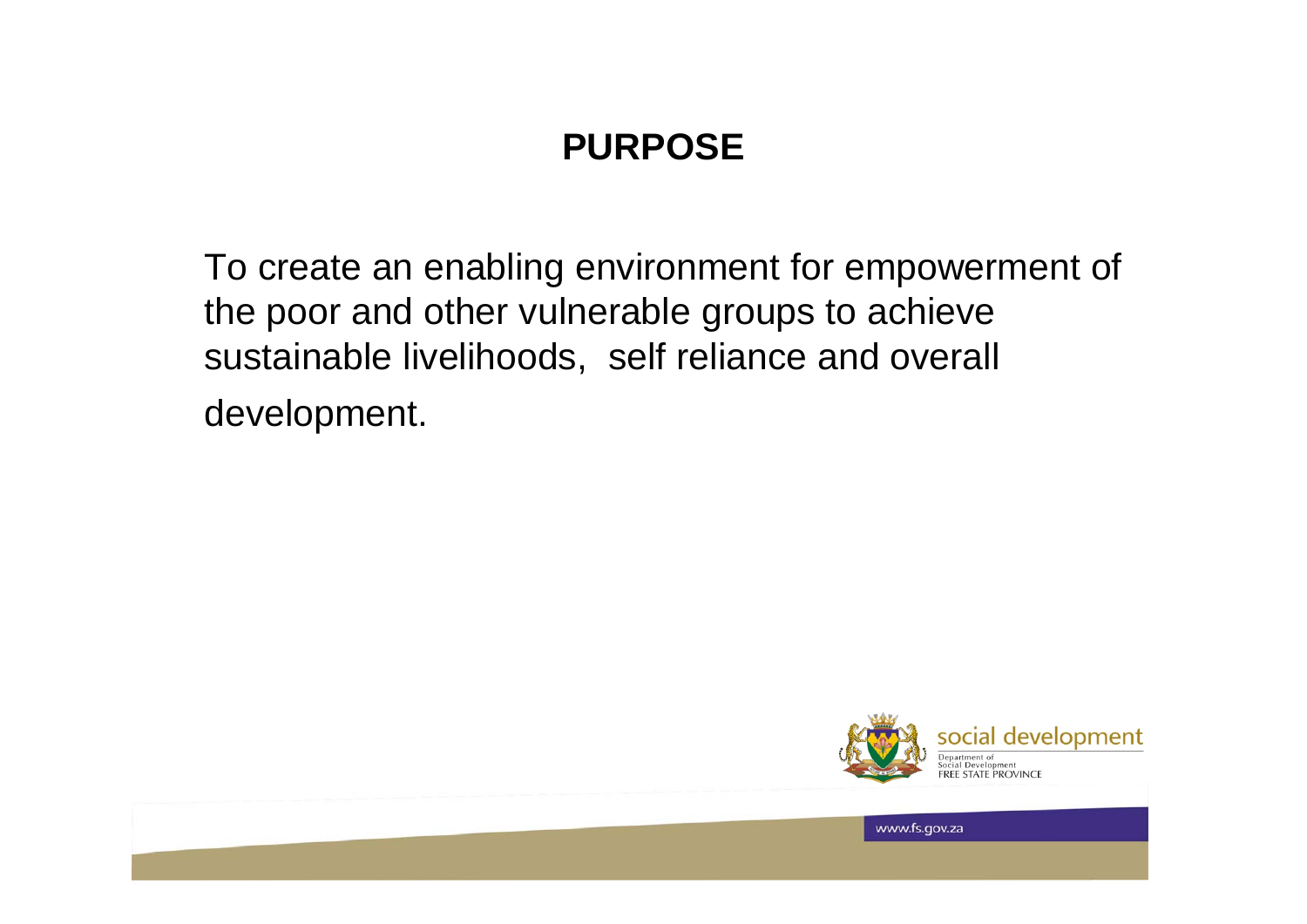# PURPOSE

To create an enabling environment for empowerment of the poor and other vulnerable groups to achieve sustainable livelihoods, self reliance and overall development.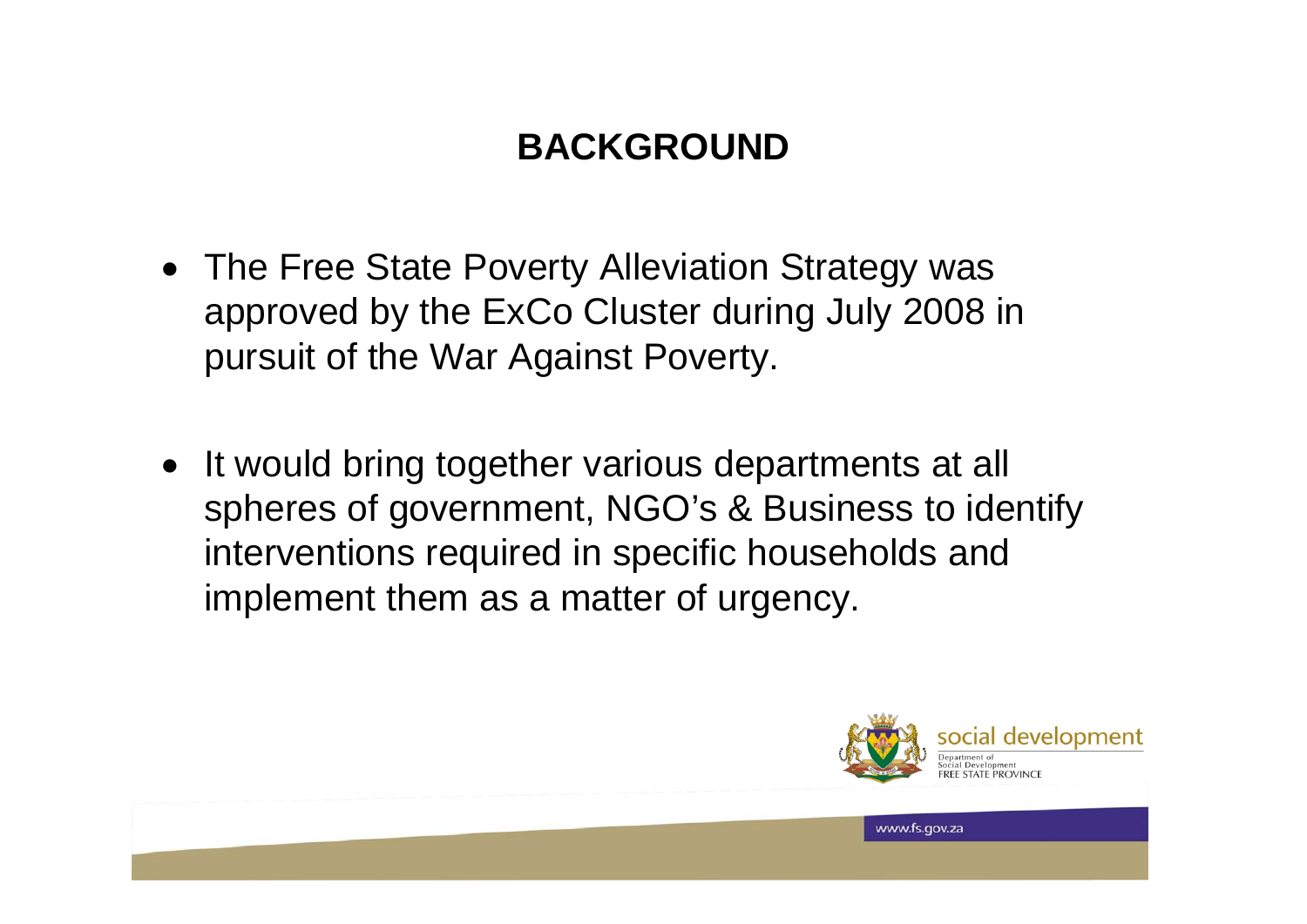# BACKGROUND

- The Free State Poverty Alleviation Strategy was approved by the ExCo Cluster during July 2008 in pursuit of the War Against Poverty.
- It would bring together various departments at all spheres of government, NGO's & Business to identify interventions required in specific households and implement them as a matter of urgency.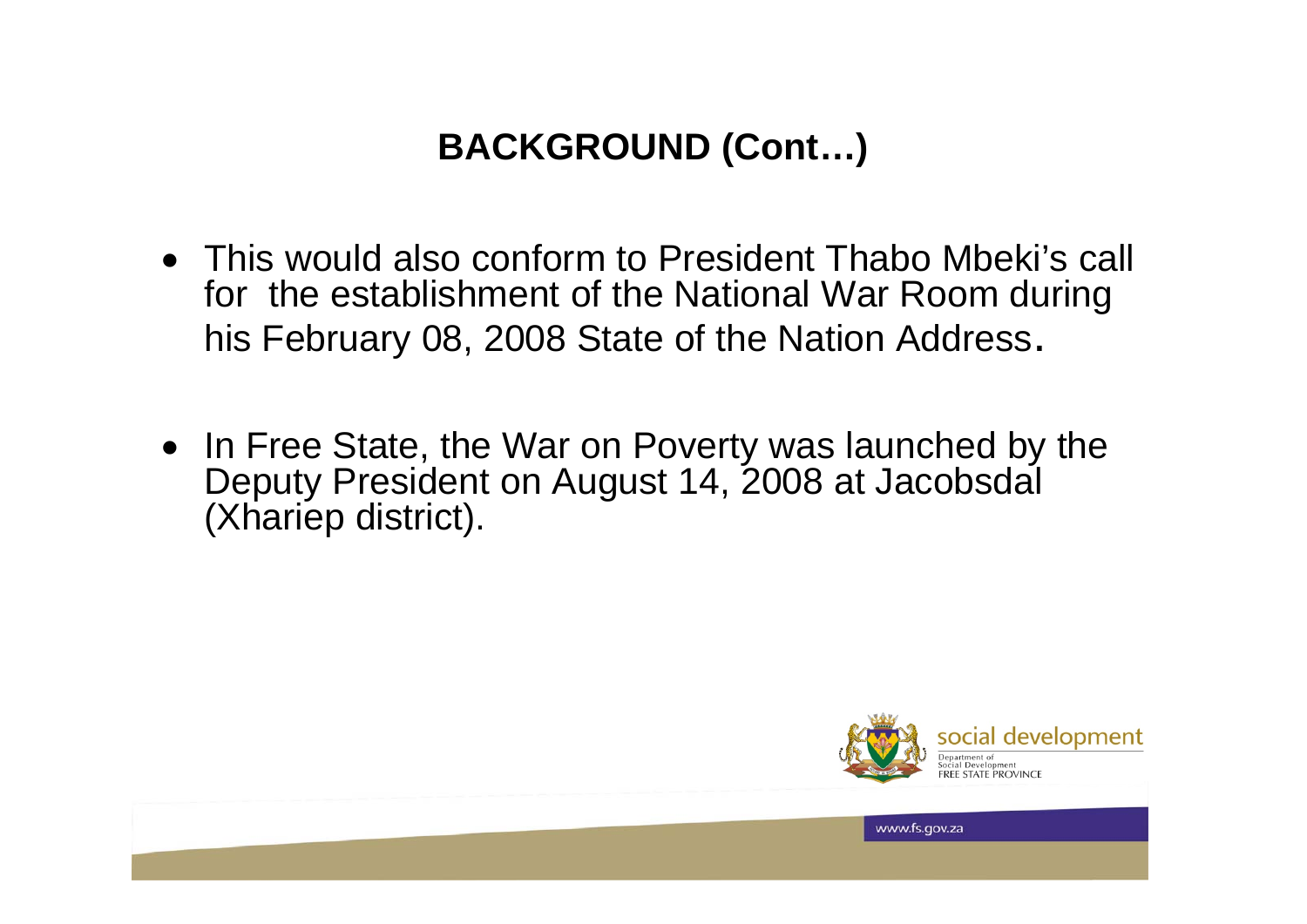## BACKGROUND (Cont…)

- This would also conform to President Thabo Mbeki's call for the establishment of the National War Room during his February 08, 2008 State of the Nation Address.
- In Free State, the War on Poverty was launched by the Deputy President on August 14, 2008 at Jacobsdal (Xhariep district).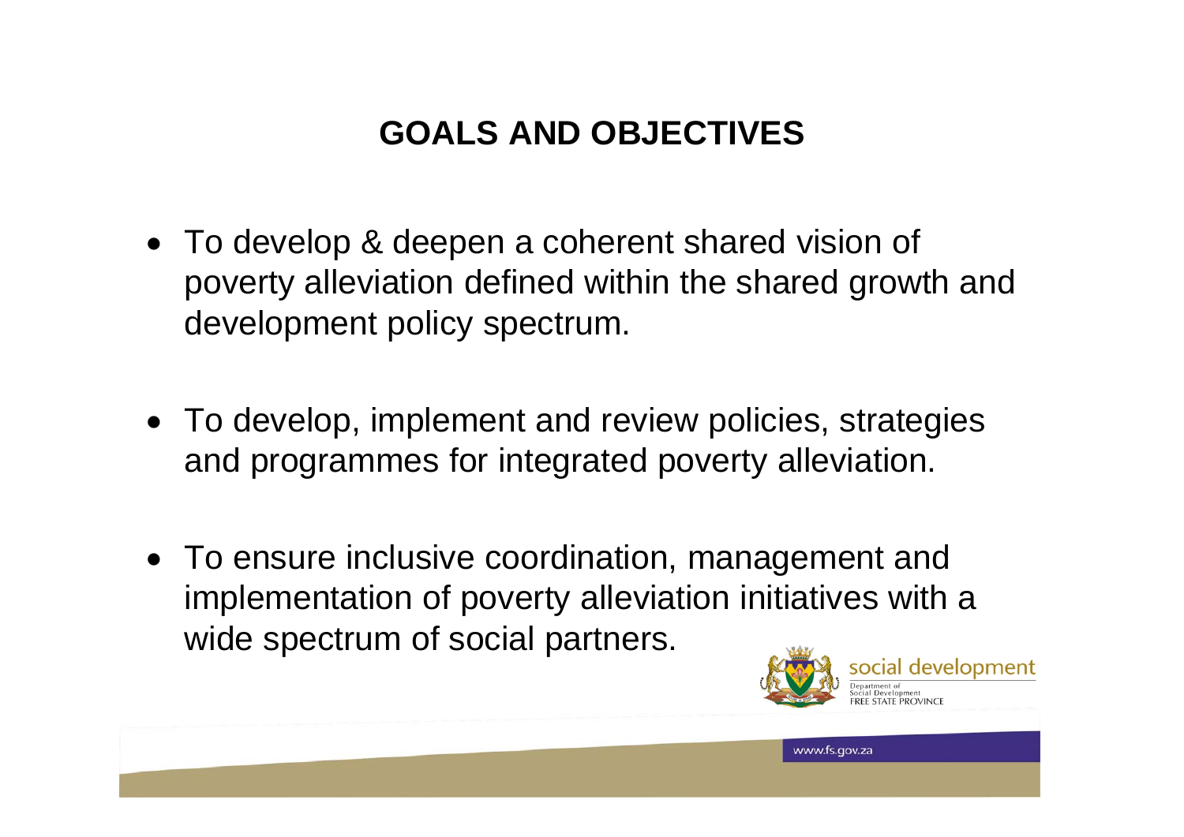# GOALS AND OBJECTIVES

- To develop & deepen a coherent shared vision of poverty alleviation defined within the shared growth and development policy spectrum.
- To develop, implement and review policies, strategies and programmes for integrated poverty alleviation.
- To ensure inclusive coordination, management and implementation of poverty alleviation initiatives with a wide spectrum of social partners.

social development
Department of Social Development
FREE STATE PROVINCE

www.fs.gov.za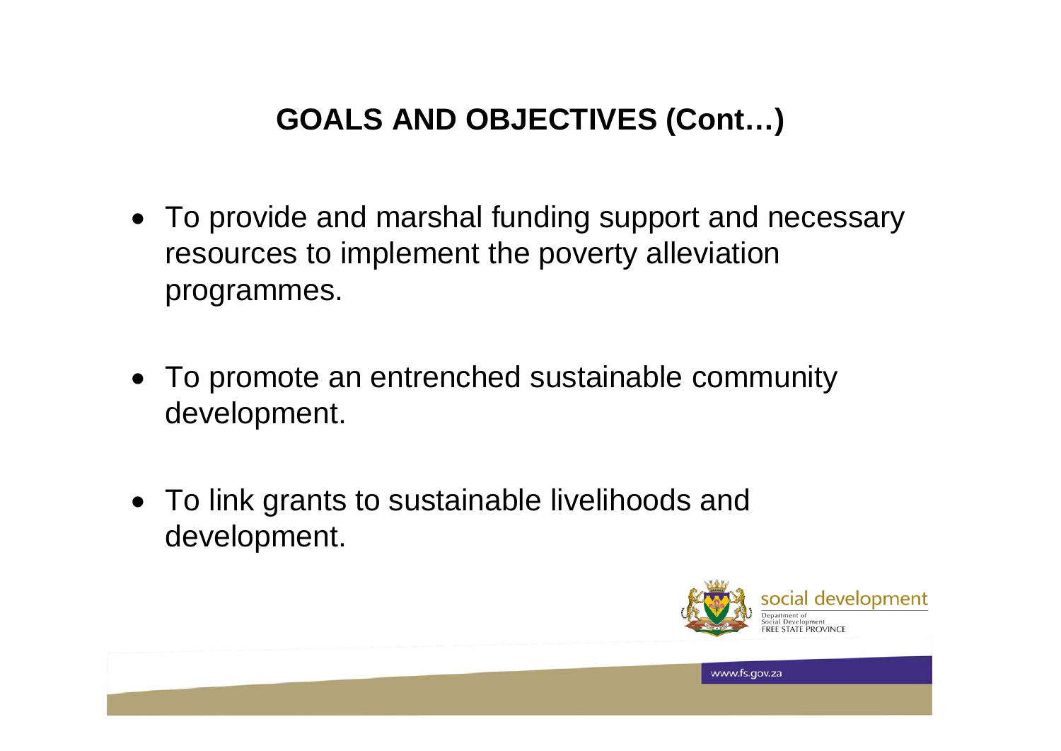# GOALS AND OBJECTIVES (Cont…)

- To provide and marshal funding support and necessary resources to implement the poverty alleviation programmes.

- To promote an entrenched sustainable community development.

- To link grants to sustainable livelihoods and development.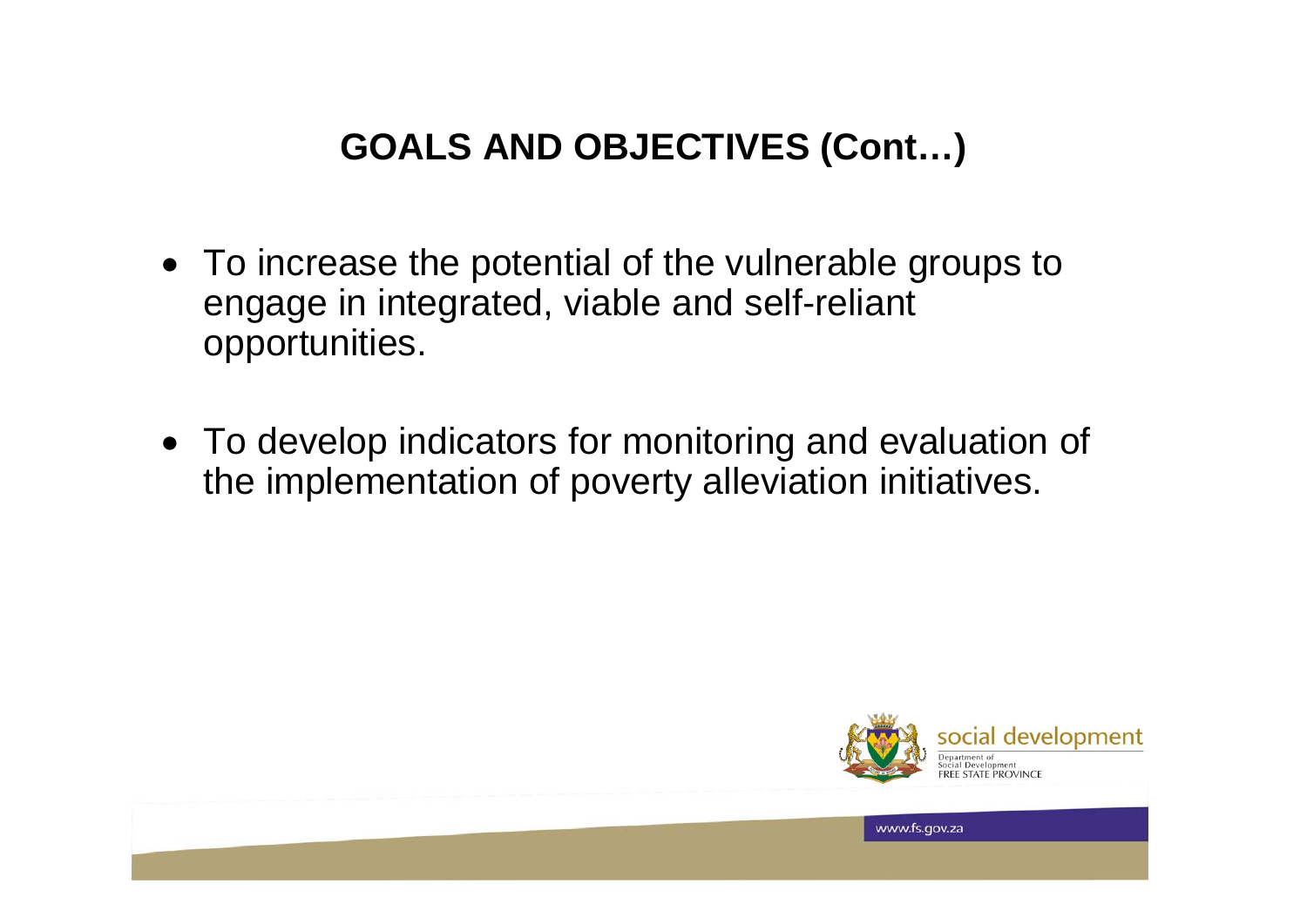# GOALS AND OBJECTIVES (Cont…)

- To increase the potential of the vulnerable groups to engage in integrated, viable and self-reliant opportunities.
- To develop indicators for monitoring and evaluation of the implementation of poverty alleviation initiatives.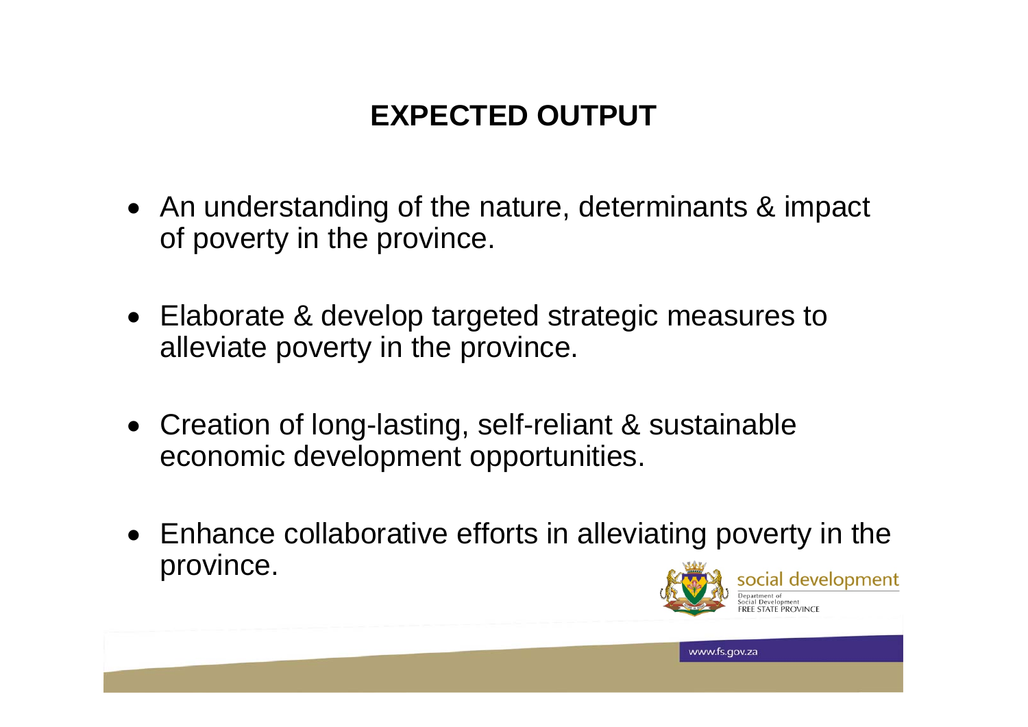# EXPECTED OUTPUT

- An understanding of the nature, determinants & impact of poverty in the province.
- Elaborate & develop targeted strategic measures to alleviate poverty in the province.
- Creation of long-lasting, self-reliant & sustainable economic development opportunities.
- Enhance collaborative efforts in alleviating poverty in the province.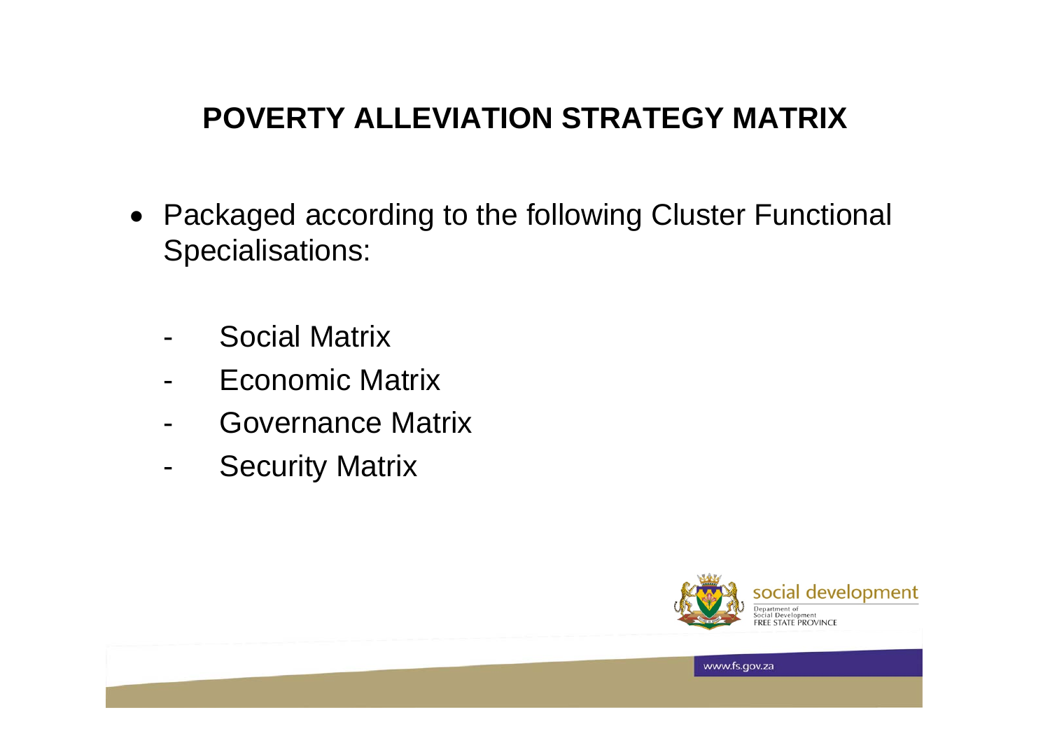# POVERTY ALLEVIATION STRATEGY MATRIX

- Packaged according to the following Cluster Functional Specialisations:

  - Social Matrix
  - Economic Matrix
  - Governance Matrix
  - Security Matrix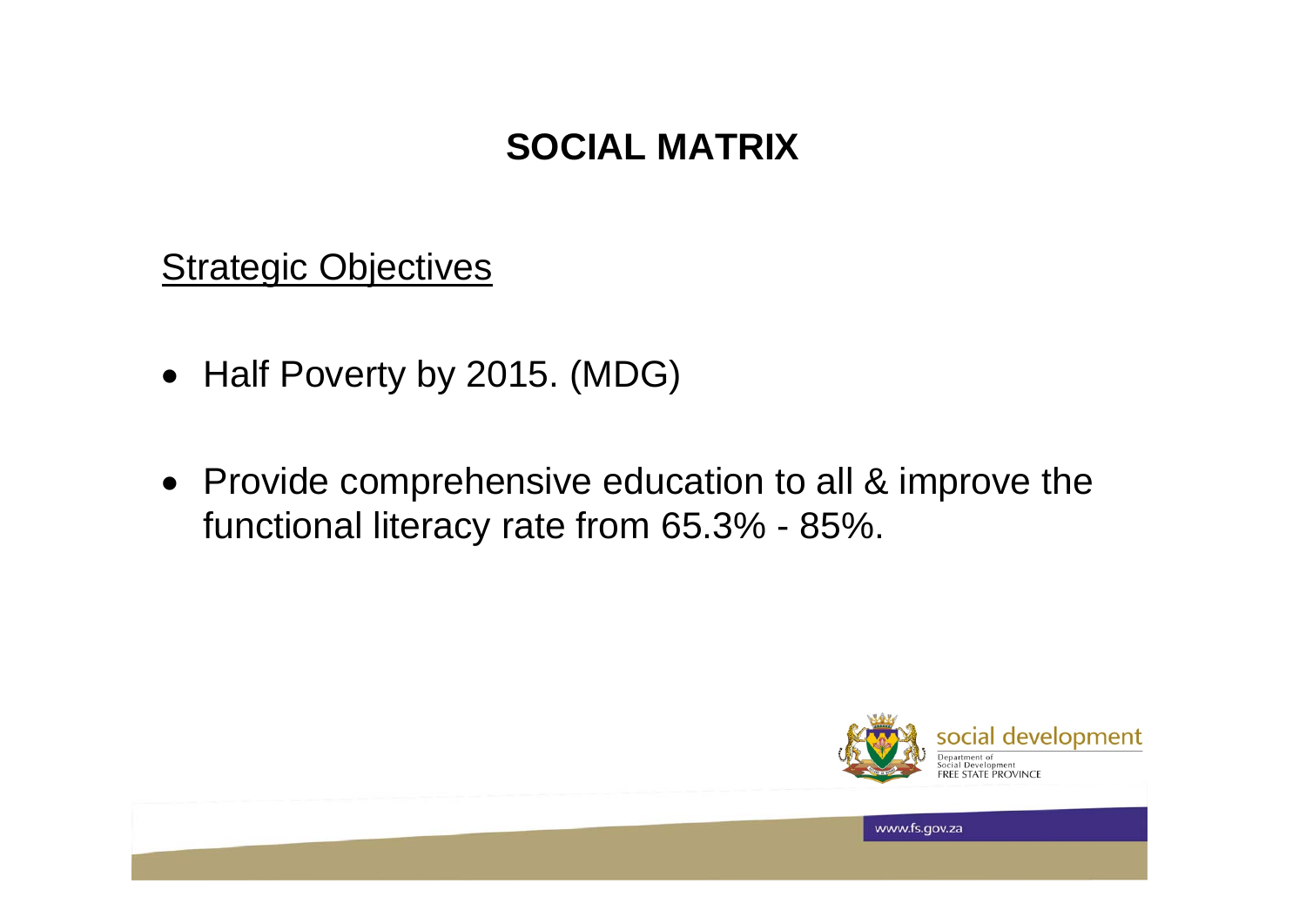# SOCIAL MATRIX

Strategic Objectives

- Half Poverty by 2015. (MDG)
- Provide comprehensive education to all & improve the functional literacy rate from 65.3% - 85%.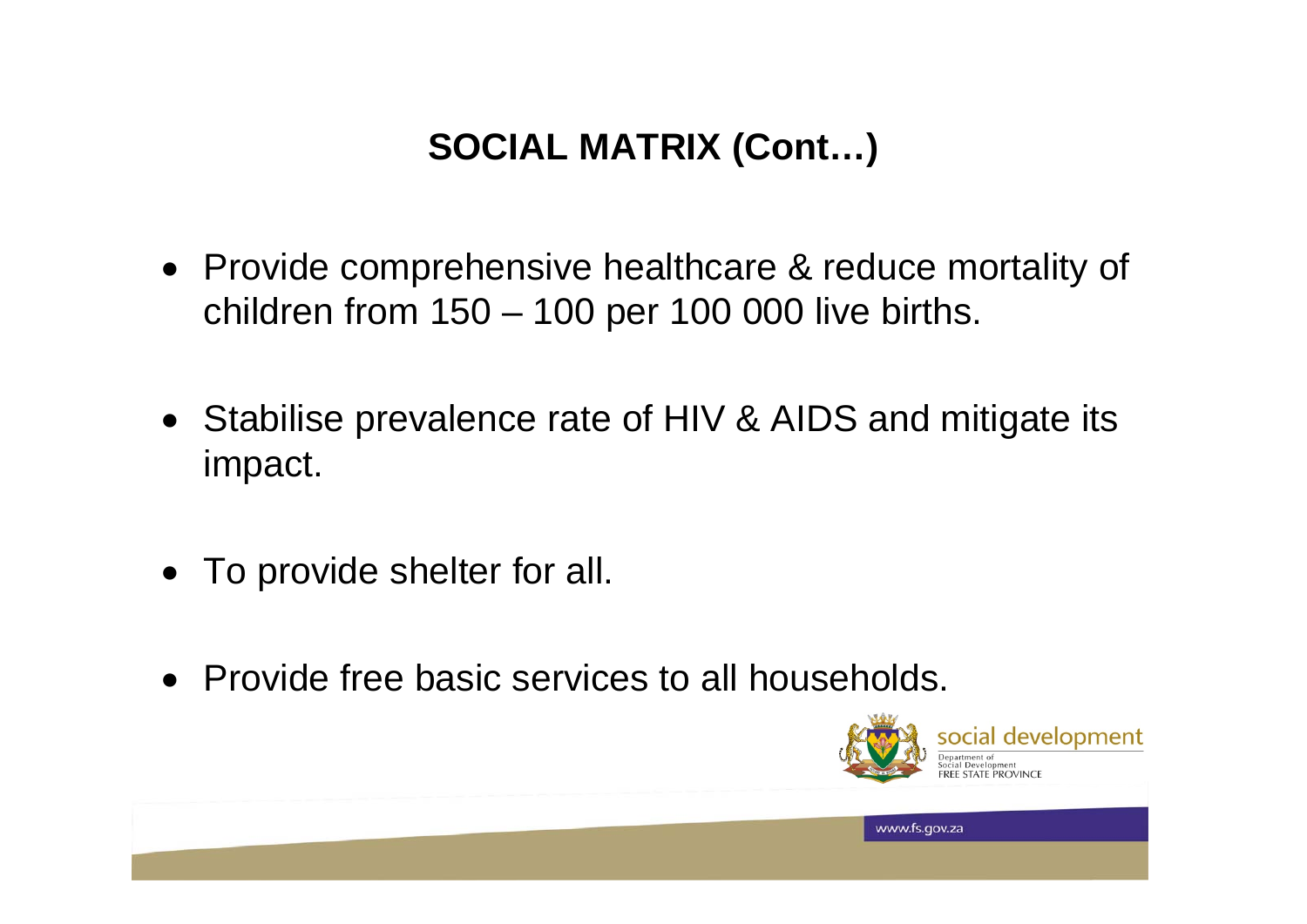# SOCIAL MATRIX (Cont…)

- Provide comprehensive healthcare & reduce mortality of children from 150 – 100 per 100 000 live births.
- Stabilise prevalence rate of HIV & AIDS and mitigate its impact.
- To provide shelter for all.
- Provide free basic services to all households.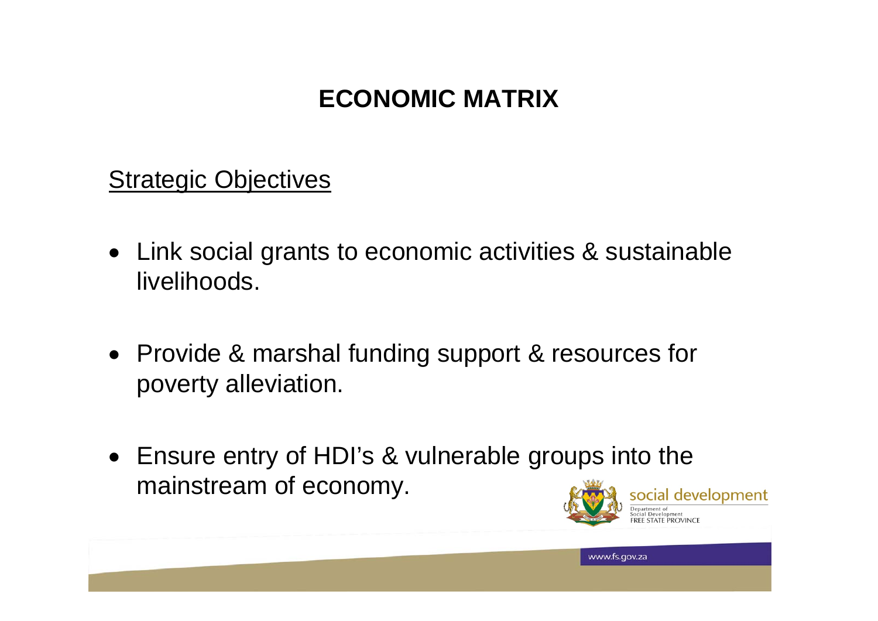# ECONOMIC MATRIX

Strategic Objectives

- Link social grants to economic activities & sustainable livelihoods.
- Provide & marshal funding support & resources for poverty alleviation.
- Ensure entry of HDI's & vulnerable groups into the mainstream of economy.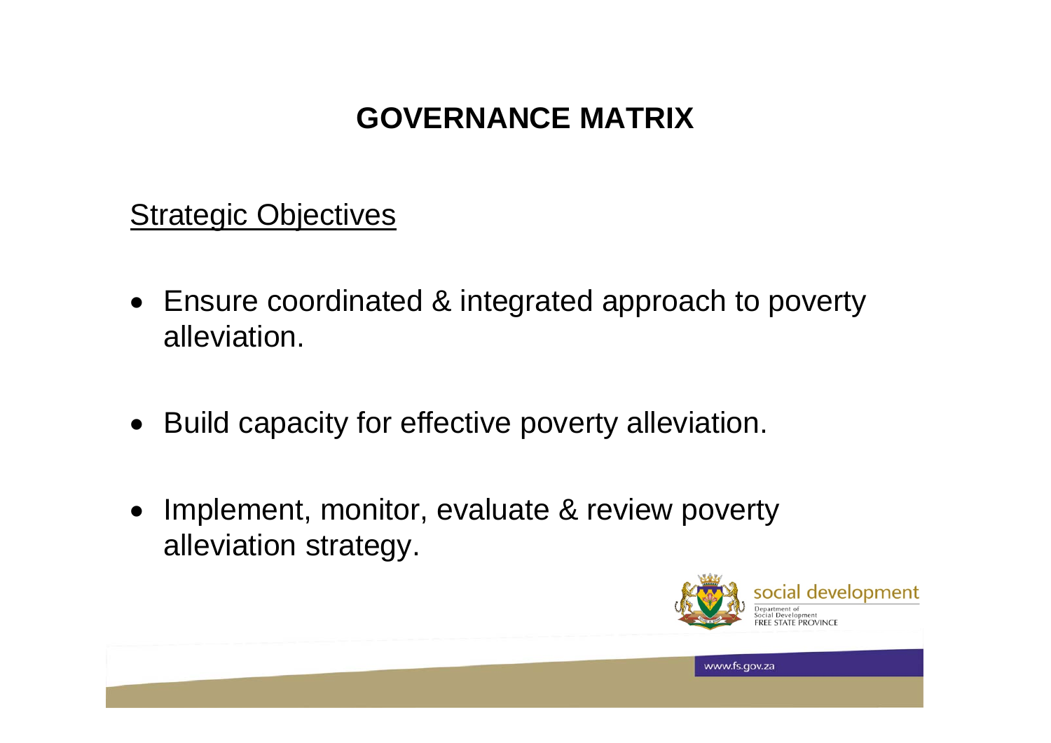# GOVERNANCE MATRIX

Strategic Objectives

- Ensure coordinated & integrated approach to poverty alleviation.
- Build capacity for effective poverty alleviation.
- Implement, monitor, evaluate & review poverty alleviation strategy.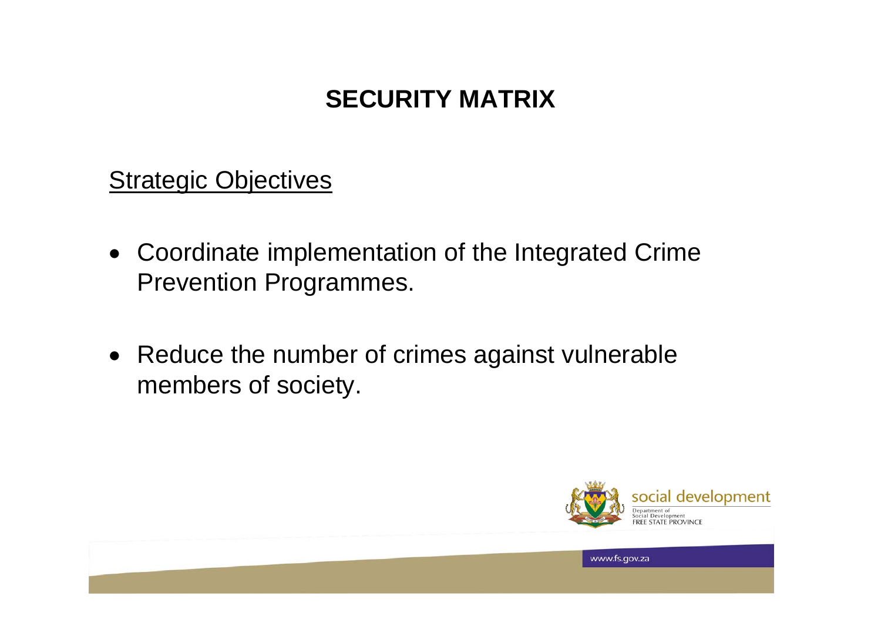# SECURITY MATRIX

<u>Strategic Objectives</u>

- Coordinate implementation of the Integrated Crime Prevention Programmes.

- Reduce the number of crimes against vulnerable members of society.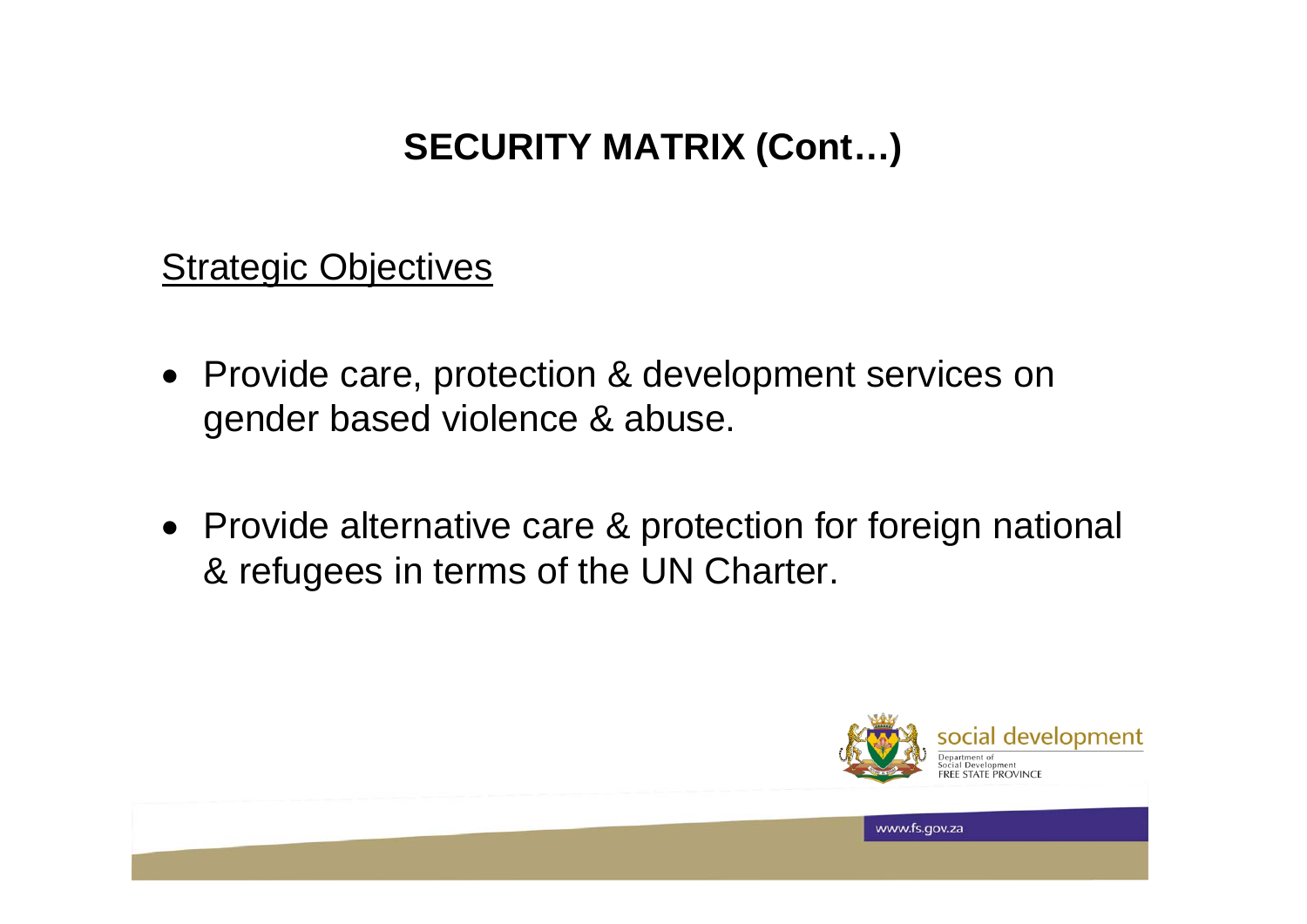# SECURITY MATRIX (Cont…)

Strategic Objectives

- Provide care, protection & development services on gender based violence & abuse.
- Provide alternative care & protection for foreign national & refugees in terms of the UN Charter.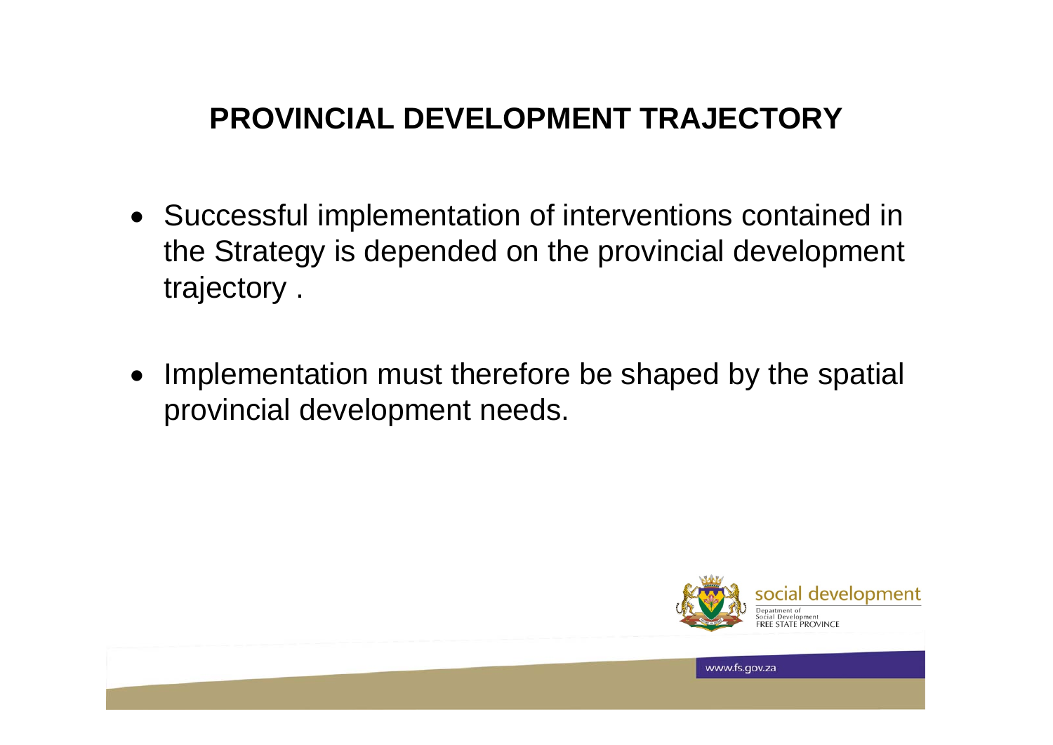# PROVINCIAL DEVELOPMENT TRAJECTORY

- Successful implementation of interventions contained in the Strategy is depended on the provincial development trajectory .
- Implementation must therefore be shaped by the spatial provincial development needs.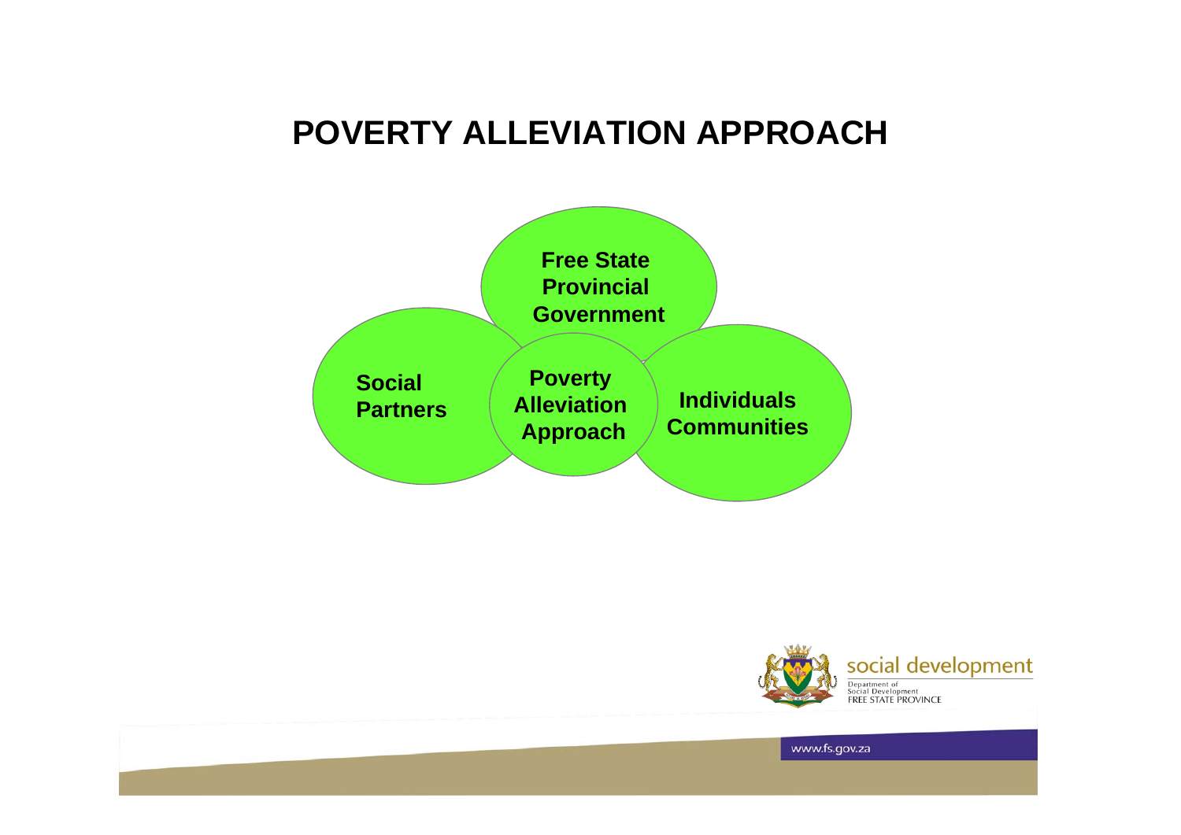# POVERTY ALLEVIATION APPROACH

- Free State Provincial Government
- Social Partners
- Poverty Alleviation Approach
- Individuals Communities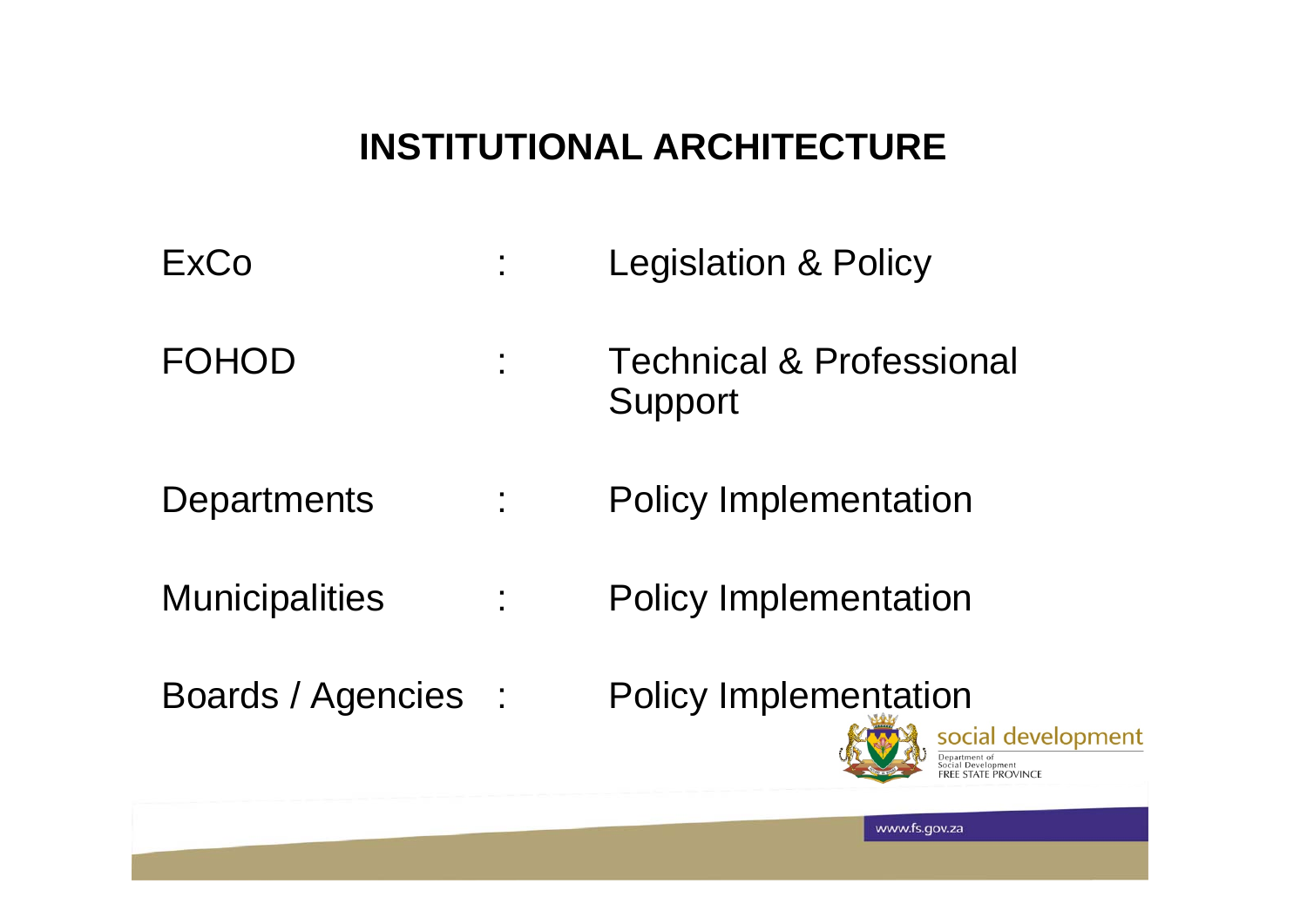# INSTITUTIONAL ARCHITECTURE

| | | |
|---|---|---|
| ExCo | : | Legislation & Policy |
| FOHOD | : | Technical & Professional Support |
| Departments | : | Policy Implementation |
| Municipalities | : | Policy Implementation |
| Boards / Agencies | : | Policy Implementation |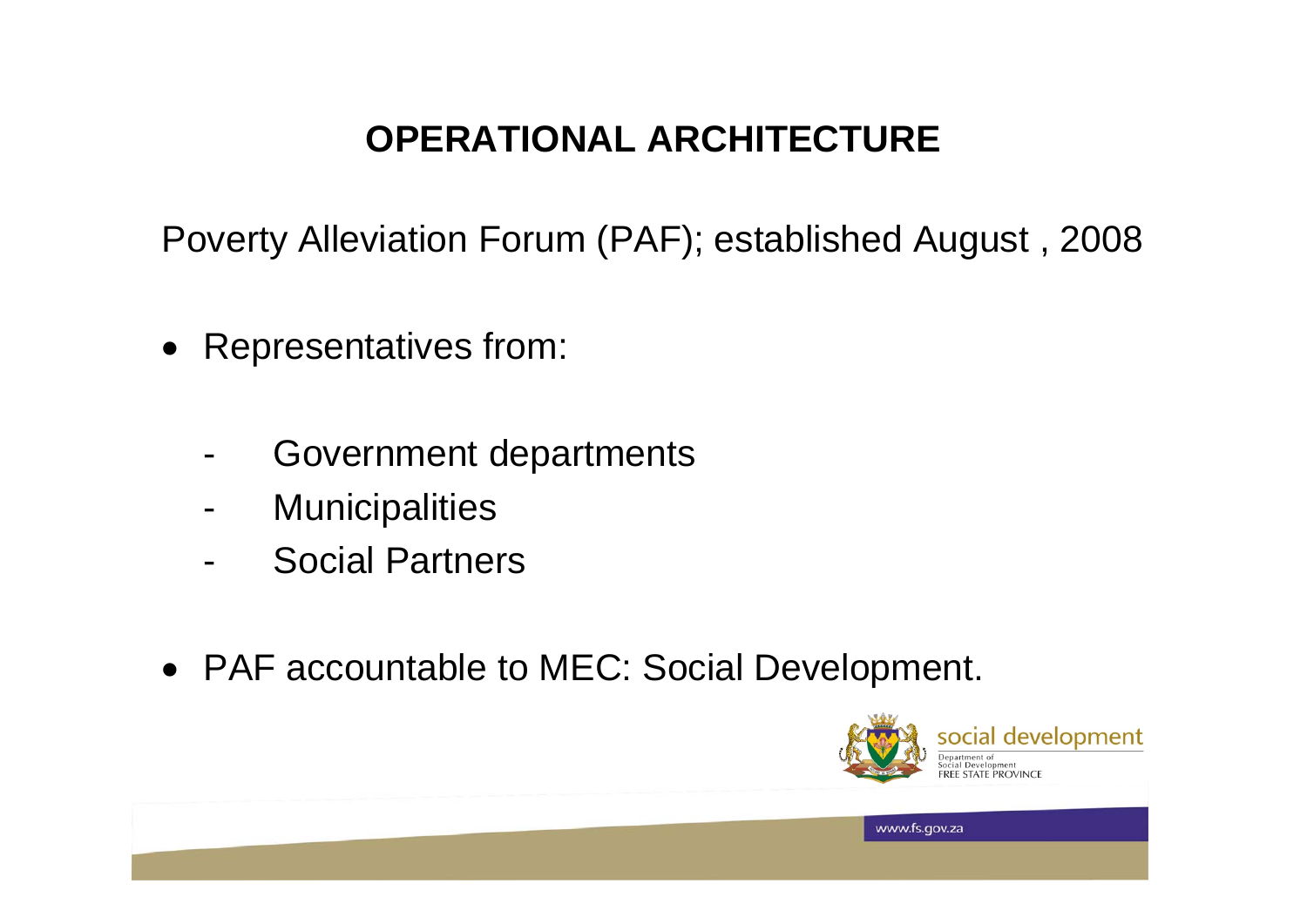# OPERATIONAL ARCHITECTURE

Poverty Alleviation Forum (PAF); established August , 2008

- Representatives from:
  - Government departments
  - Municipalities
  - Social Partners
- PAF accountable to MEC: Social Development.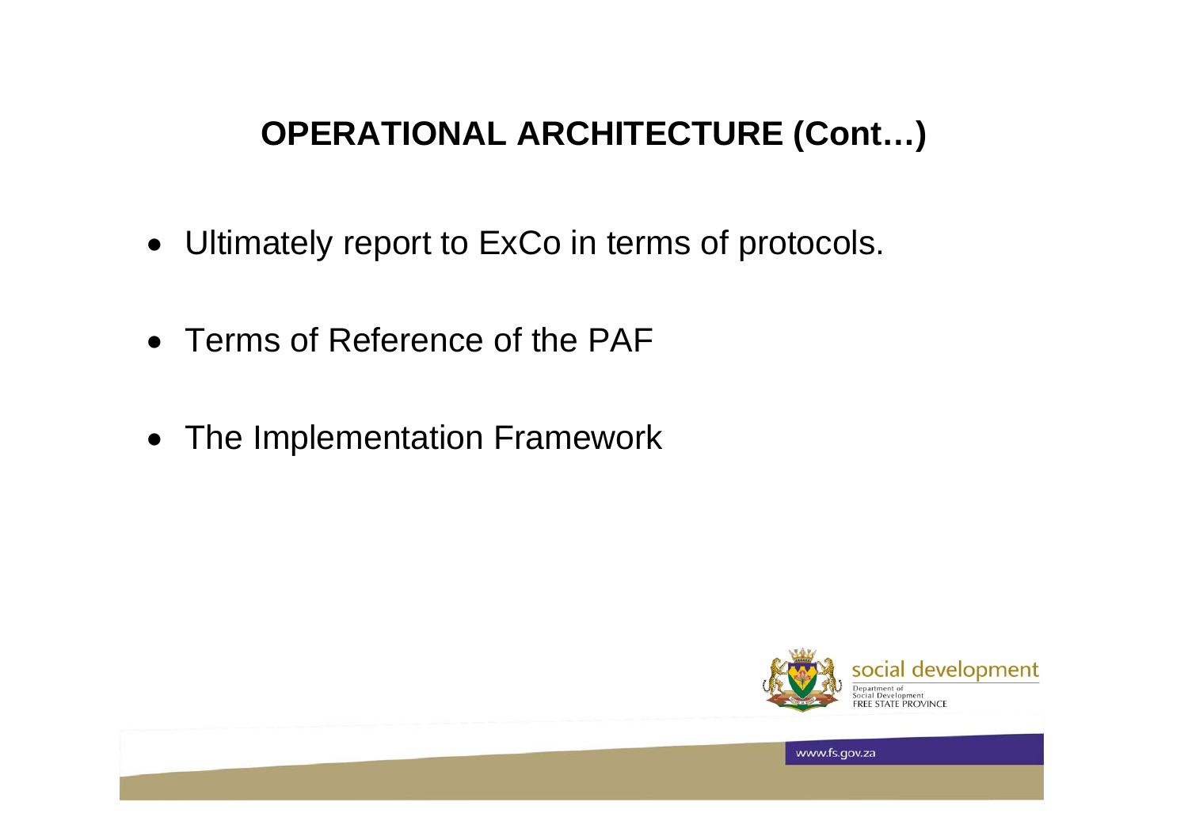## OPERATIONAL ARCHITECTURE (Cont…)

- Ultimately report to ExCo in terms of protocols.
- Terms of Reference of the PAF
- The Implementation Framework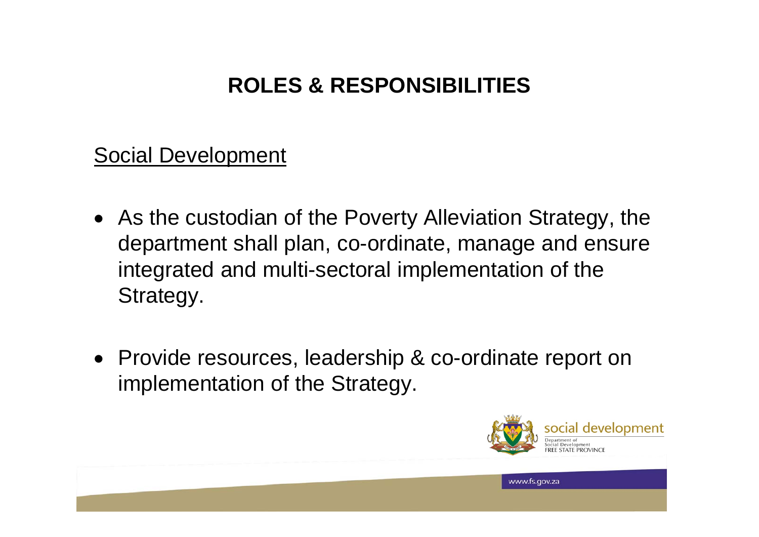# ROLES & RESPONSIBILITIES

Social Development

- As the custodian of the Poverty Alleviation Strategy, the department shall plan, co-ordinate, manage and ensure integrated and multi-sectoral implementation of the Strategy.
- Provide resources, leadership & co-ordinate report on implementation of the Strategy.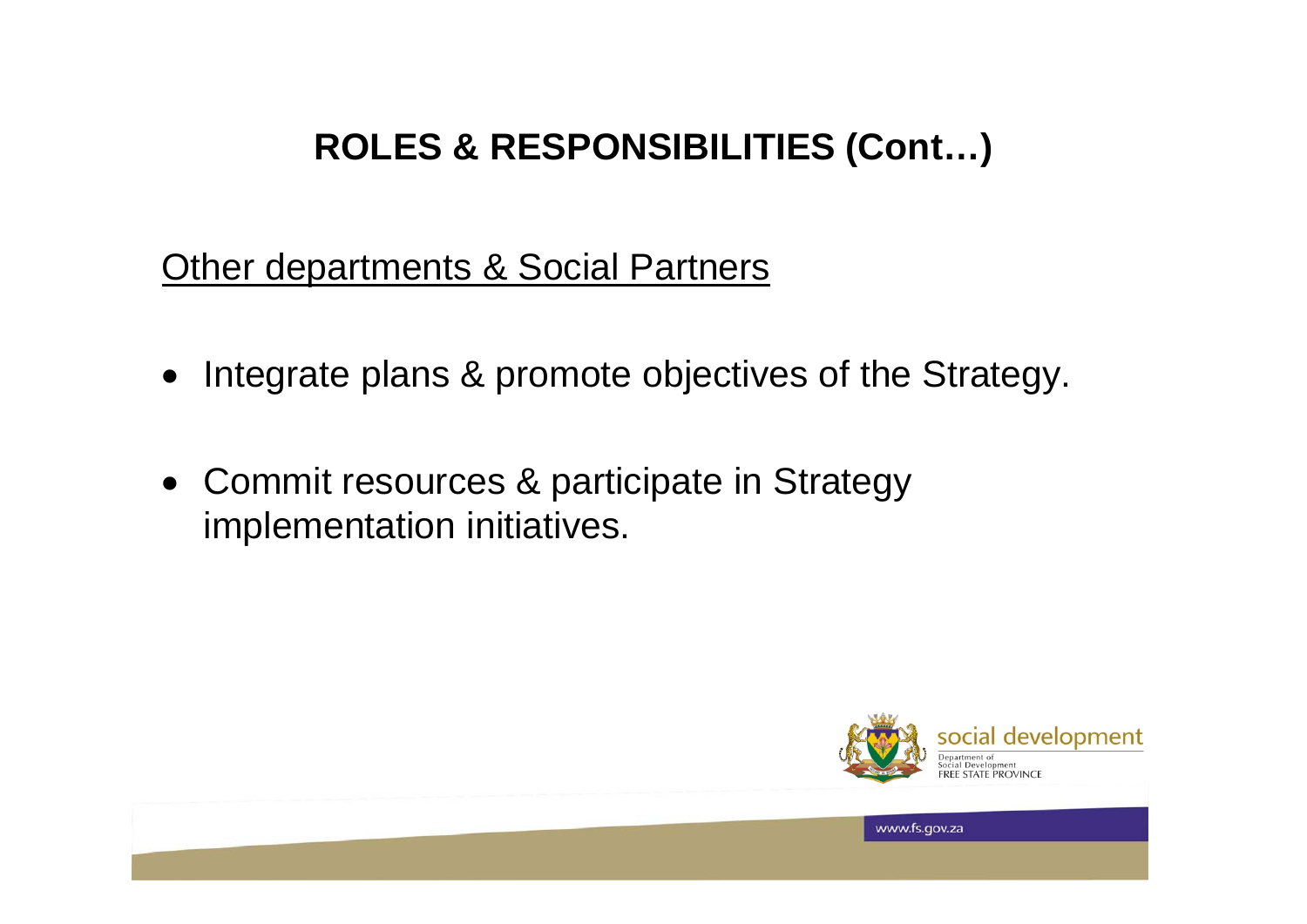# ROLES & RESPONSIBILITIES (Cont…)

Other departments & Social Partners

- Integrate plans & promote objectives of the Strategy.
- Commit resources & participate in Strategy implementation initiatives.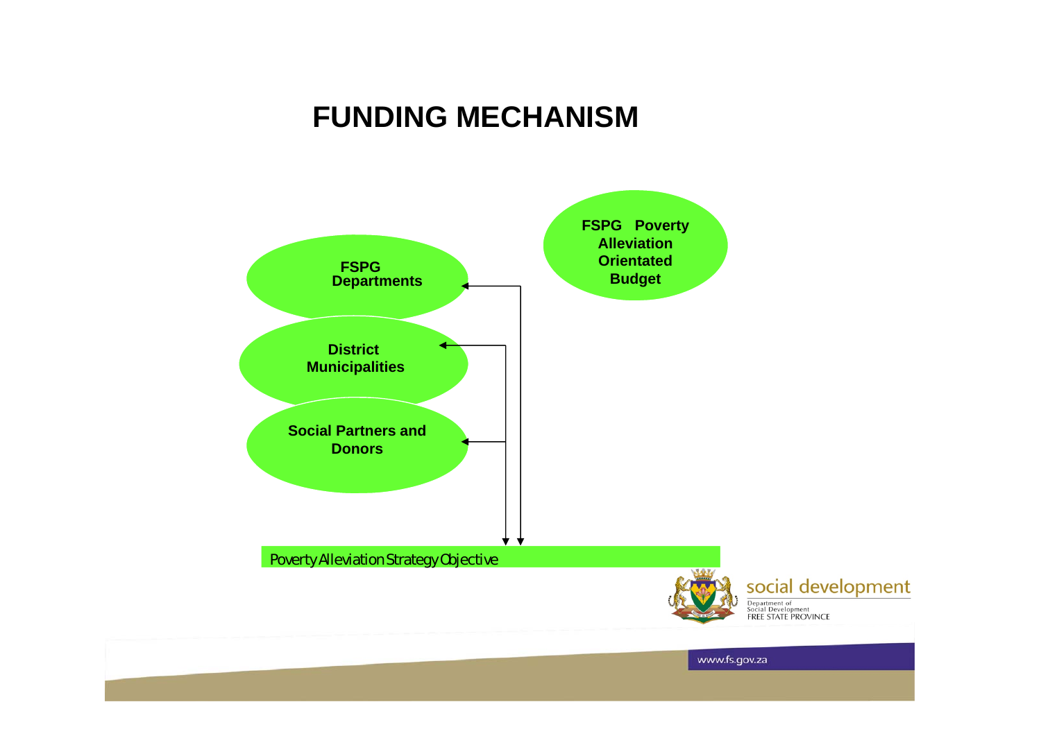# FUNDING MECHANISM

FSPG Poverty Alleviation Orientated Budget

FSPG Departments

District Municipalities

Social Partners and Donors

Poverty Alleviation Strategy Objective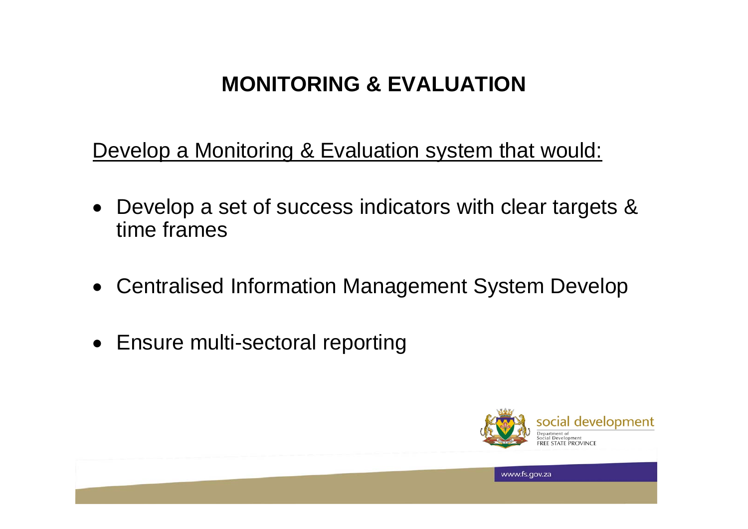# MONITORING & EVALUATION

Develop a Monitoring & Evaluation system that would:

- Develop a set of success indicators with clear targets & time frames
- Centralised Information Management System Develop
- Ensure multi-sectoral reporting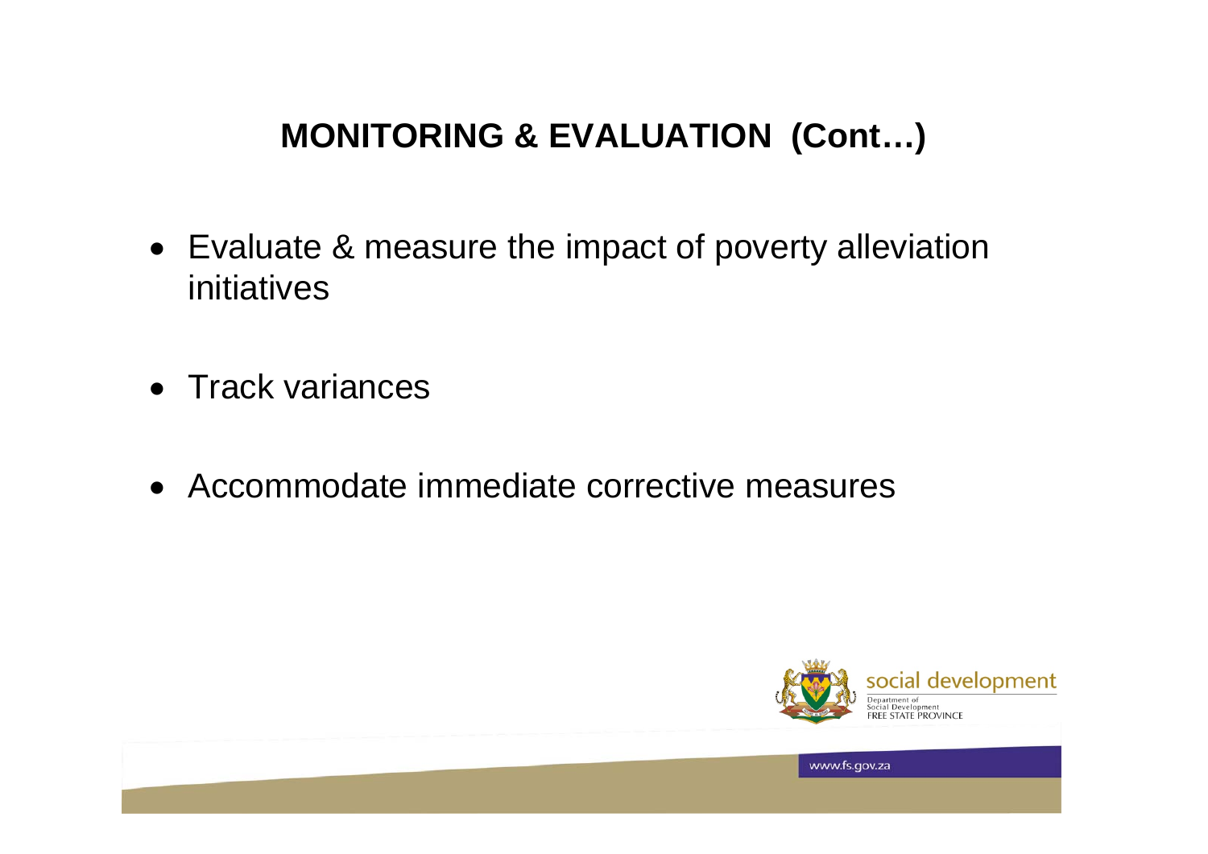## MONITORING & EVALUATION (Cont…)

- Evaluate & measure the impact of poverty alleviation initiatives
- Track variances
- Accommodate immediate corrective measures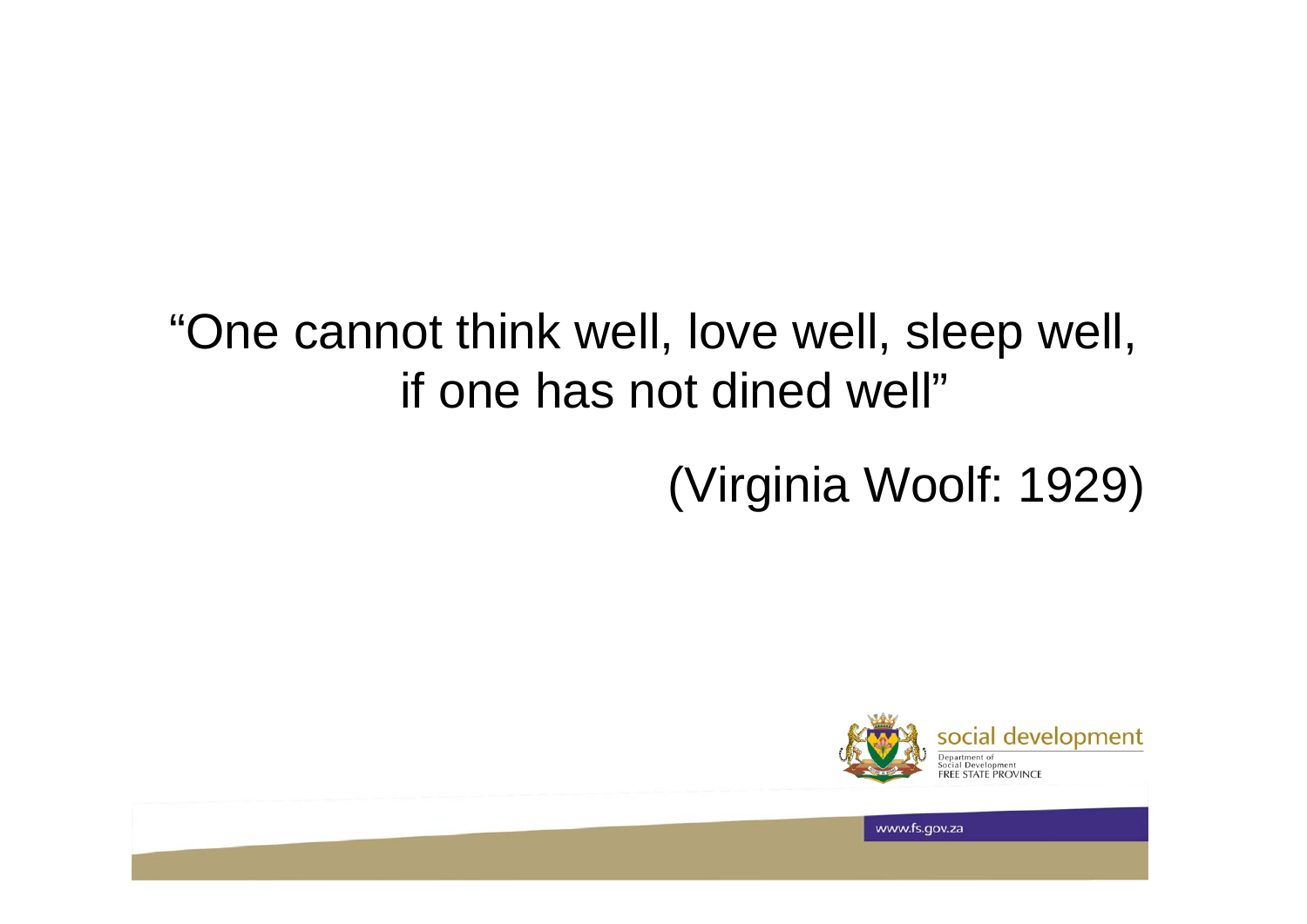"One cannot think well, love well, sleep well, if one has not dined well"

(Virginia Woolf: 1929)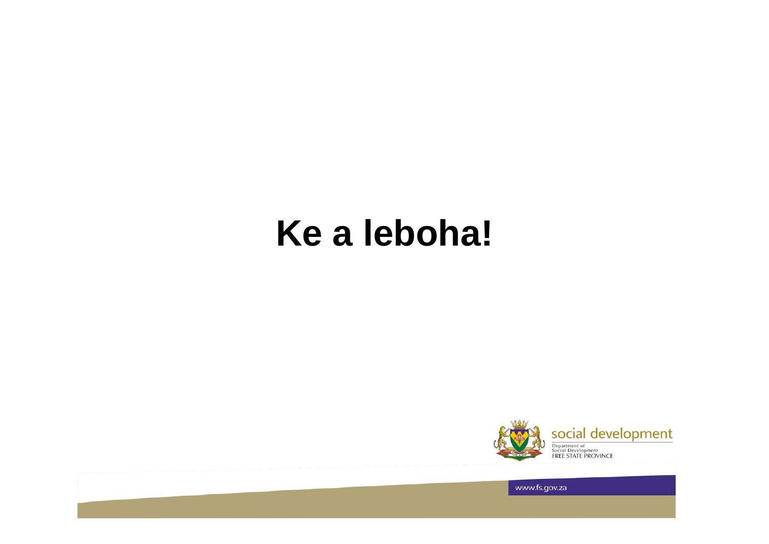# Ke a leboha!

social development

Department of Social Development FREE STATE PROVINCE

www.fs.gov.za